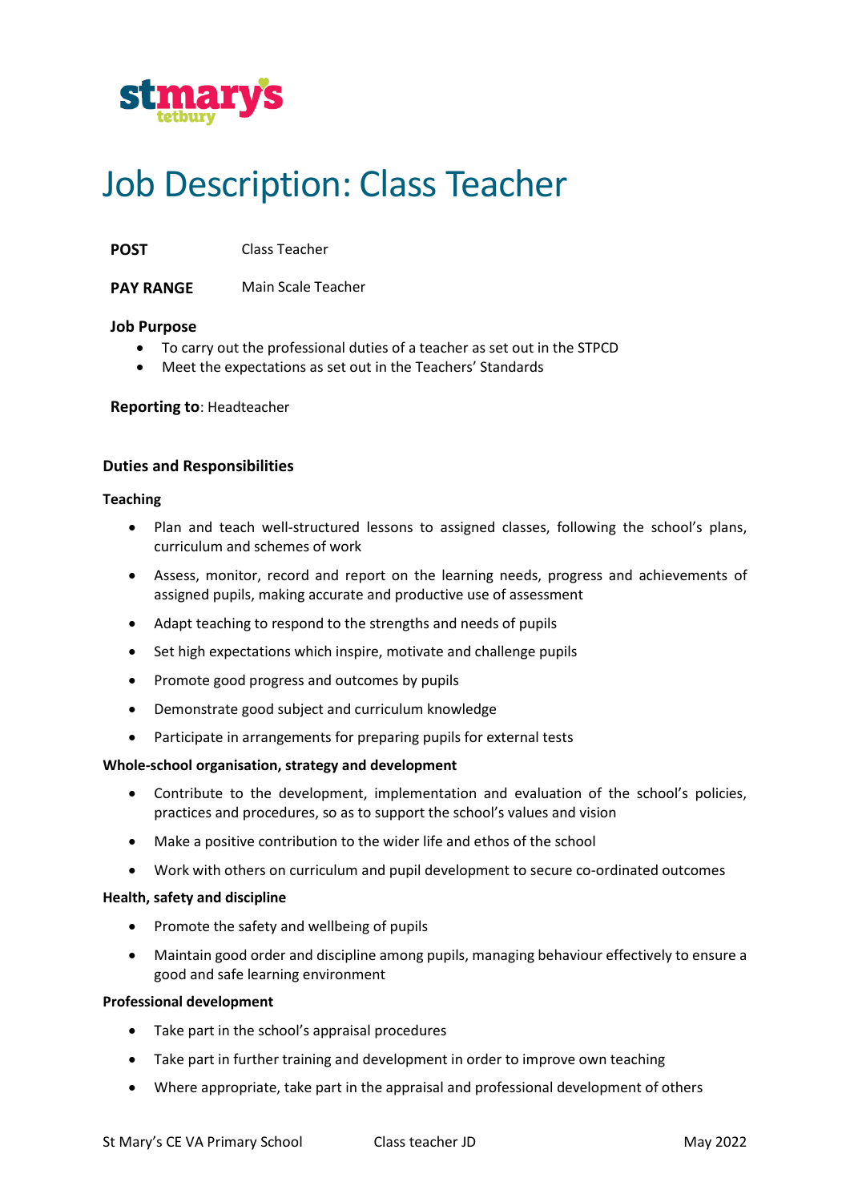# Job Description: Class Teacher

**POST** Class Teacher

**PAY RANGE** Main Scale Teacher

**Job Purpose**

- To carry out the professional duties of a teacher as set out in the STPCD
- Meet the expectations as set out in the Teachers' Standards

**Reporting to**: Headteacher

## Duties and Responsibilities

### Teaching

- Plan and teach well-structured lessons to assigned classes, following the school's plans, curriculum and schemes of work
- Assess, monitor, record and report on the learning needs, progress and achievements of assigned pupils, making accurate and productive use of assessment
- Adapt teaching to respond to the strengths and needs of pupils
- Set high expectations which inspire, motivate and challenge pupils
- Promote good progress and outcomes by pupils
- Demonstrate good subject and curriculum knowledge
- Participate in arrangements for preparing pupils for external tests

### Whole-school organisation, strategy and development

- Contribute to the development, implementation and evaluation of the school's policies, practices and procedures, so as to support the school's values and vision
- Make a positive contribution to the wider life and ethos of the school
- Work with others on curriculum and pupil development to secure co-ordinated outcomes

### Health, safety and discipline

- Promote the safety and wellbeing of pupils
- Maintain good order and discipline among pupils, managing behaviour effectively to ensure a good and safe learning environment

### Professional development

- Take part in the school's appraisal procedures
- Take part in further training and development in order to improve own teaching
- Where appropriate, take part in the appraisal and professional development of others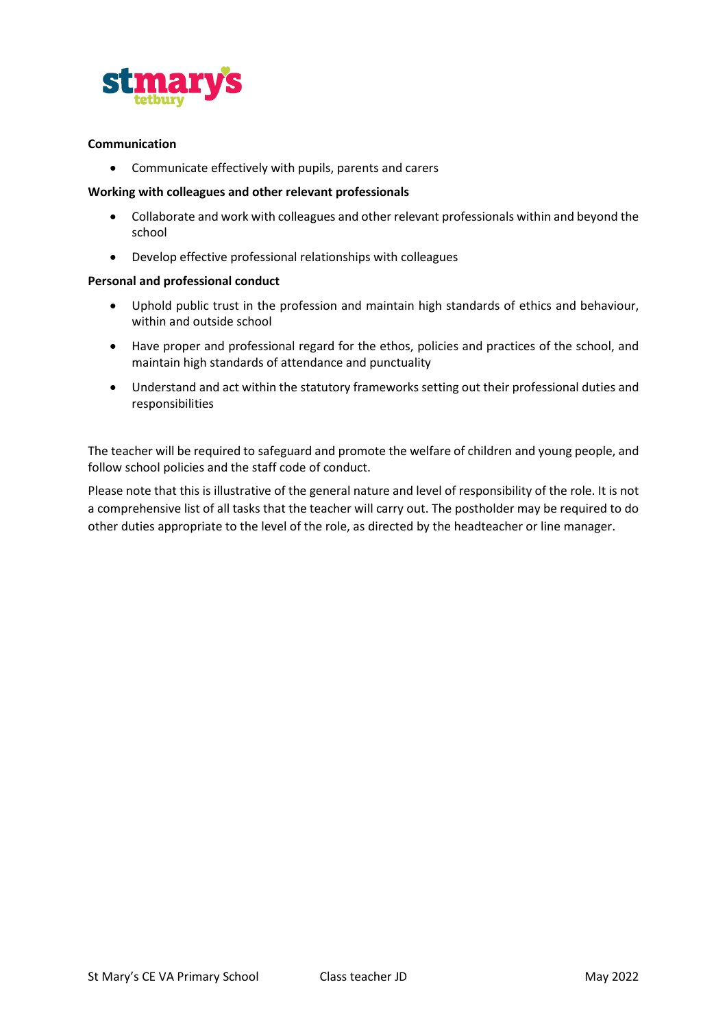**Communication**

- Communicate effectively with pupils, parents and carers

**Working with colleagues and other relevant professionals**

- Collaborate and work with colleagues and other relevant professionals within and beyond the school
- Develop effective professional relationships with colleagues

**Personal and professional conduct**

- Uphold public trust in the profession and maintain high standards of ethics and behaviour, within and outside school
- Have proper and professional regard for the ethos, policies and practices of the school, and maintain high standards of attendance and punctuality
- Understand and act within the statutory frameworks setting out their professional duties and responsibilities

The teacher will be required to safeguard and promote the welfare of children and young people, and follow school policies and the staff code of conduct.

Please note that this is illustrative of the general nature and level of responsibility of the role. It is not a comprehensive list of all tasks that the teacher will carry out. The postholder may be required to do other duties appropriate to the level of the role, as directed by the headteacher or line manager.